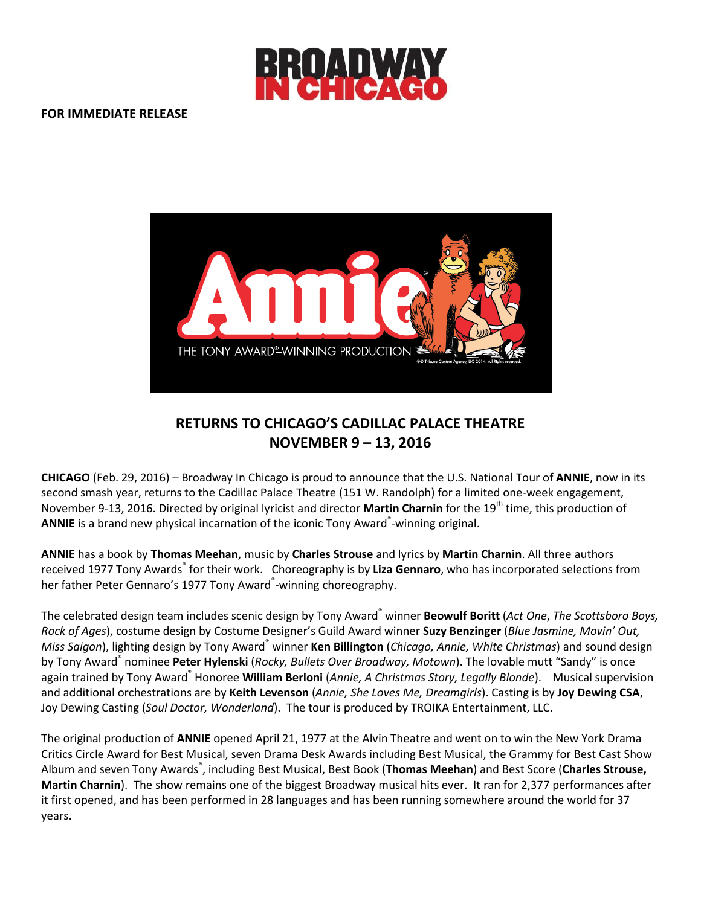BROADWAY IN CHICAGO

**FOR IMMEDIATE RELEASE**

Annie

THE TONY AWARD®-WINNING PRODUCTION

©® Tribune Content Agency, LLC 2014. All Rights reserved.

## RETURNS TO CHICAGO'S CADILLAC PALACE THEATRE NOVEMBER 9 – 13, 2016

**CHICAGO** (Feb. 29, 2016) – Broadway In Chicago is proud to announce that the U.S. National Tour of **ANNIE**, now in its second smash year, returns to the Cadillac Palace Theatre (151 W. Randolph) for a limited one-week engagement, November 9-13, 2016. Directed by original lyricist and director **Martin Charnin** for the 19th time, this production of **ANNIE** is a brand new physical incarnation of the iconic Tony Award®-winning original.

**ANNIE** has a book by **Thomas Meehan**, music by **Charles Strouse** and lyrics by **Martin Charnin**. All three authors received 1977 Tony Awards® for their work. Choreography is by **Liza Gennaro**, who has incorporated selections from her father Peter Gennaro's 1977 Tony Award®-winning choreography.

The celebrated design team includes scenic design by Tony Award® winner **Beowulf Boritt** (*Act One*, *The Scottsboro Boys, Rock of Ages*), costume design by Costume Designer's Guild Award winner **Suzy Benzinger** (*Blue Jasmine, Movin' Out, Miss Saigon*), lighting design by Tony Award® winner **Ken Billington** (*Chicago, Annie, White Christmas*) and sound design by Tony Award® nominee **Peter Hylenski** (*Rocky, Bullets Over Broadway, Motown*). The lovable mutt "Sandy" is once again trained by Tony Award® Honoree **William Berloni** (*Annie, A Christmas Story, Legally Blonde*). Musical supervision and additional orchestrations are by **Keith Levenson** (*Annie, She Loves Me, Dreamgirls*). Casting is by **Joy Dewing CSA**, Joy Dewing Casting (*Soul Doctor, Wonderland*). The tour is produced by TROIKA Entertainment, LLC.

The original production of **ANNIE** opened April 21, 1977 at the Alvin Theatre and went on to win the New York Drama Critics Circle Award for Best Musical, seven Drama Desk Awards including Best Musical, the Grammy for Best Cast Show Album and seven Tony Awards®, including Best Musical, Best Book (**Thomas Meehan**) and Best Score (**Charles Strouse, Martin Charnin**). The show remains one of the biggest Broadway musical hits ever. It ran for 2,377 performances after it first opened, and has been performed in 28 languages and has been running somewhere around the world for 37 years.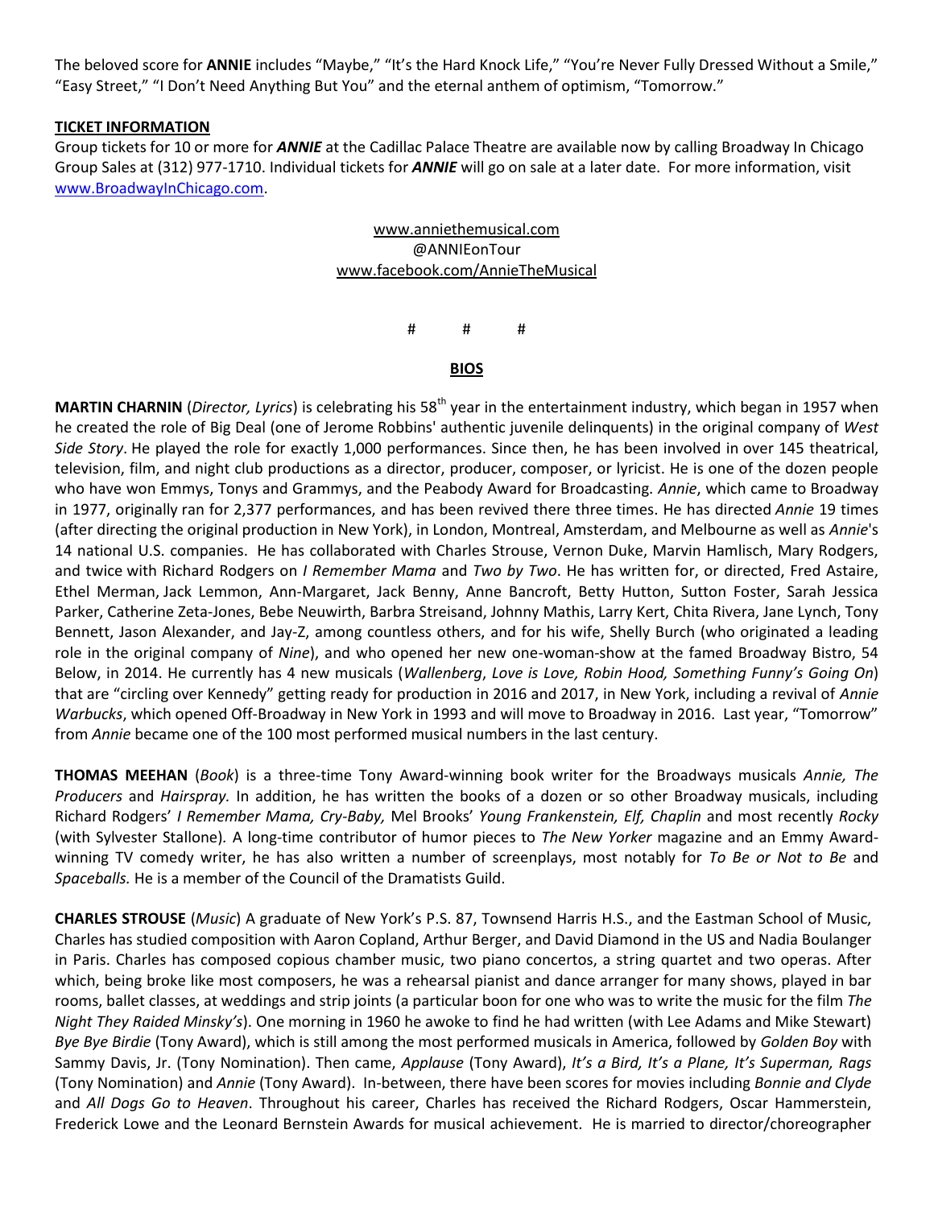The beloved score for **ANNIE** includes "Maybe," "It's the Hard Knock Life," "You're Never Fully Dressed Without a Smile," "Easy Street," "I Don't Need Anything But You" and the eternal anthem of optimism, "Tomorrow."

**TICKET INFORMATION**

Group tickets for 10 or more for ***ANNIE*** at the Cadillac Palace Theatre are available now by calling Broadway In Chicago Group Sales at (312) 977-1710. Individual tickets for ***ANNIE*** will go on sale at a later date. For more information, visit www.BroadwayInChicago.com.

www.anniethemusical.com
@ANNIEonTour
www.facebook.com/AnnieTheMusical

# # #

**BIOS**

**MARTIN CHARNIN** (*Director, Lyrics*) is celebrating his 58th year in the entertainment industry, which began in 1957 when he created the role of Big Deal (one of Jerome Robbins' authentic juvenile delinquents) in the original company of *West Side Story*. He played the role for exactly 1,000 performances. Since then, he has been involved in over 145 theatrical, television, film, and night club productions as a director, producer, composer, or lyricist. He is one of the dozen people who have won Emmys, Tonys and Grammys, and the Peabody Award for Broadcasting. *Annie*, which came to Broadway in 1977, originally ran for 2,377 performances, and has been revived there three times. He has directed *Annie* 19 times (after directing the original production in New York), in London, Montreal, Amsterdam, and Melbourne as well as *Annie*'s 14 national U.S. companies. He has collaborated with Charles Strouse, Vernon Duke, Marvin Hamlisch, Mary Rodgers, and twice with Richard Rodgers on *I Remember Mama* and *Two by Two*. He has written for, or directed, Fred Astaire, Ethel Merman, Jack Lemmon, Ann-Margaret, Jack Benny, Anne Bancroft, Betty Hutton, Sutton Foster, Sarah Jessica Parker, Catherine Zeta-Jones, Bebe Neuwirth, Barbra Streisand, Johnny Mathis, Larry Kert, Chita Rivera, Jane Lynch, Tony Bennett, Jason Alexander, and Jay-Z, among countless others, and for his wife, Shelly Burch (who originated a leading role in the original company of *Nine*), and who opened her new one-woman-show at the famed Broadway Bistro, 54 Below, in 2014. He currently has 4 new musicals (*Wallenberg*, *Love is Love, Robin Hood, Something Funny's Going On*) that are "circling over Kennedy" getting ready for production in 2016 and 2017, in New York, including a revival of *Annie Warbucks*, which opened Off-Broadway in New York in 1993 and will move to Broadway in 2016. Last year, "Tomorrow" from *Annie* became one of the 100 most performed musical numbers in the last century.

**THOMAS MEEHAN** (*Book*) is a three-time Tony Award-winning book writer for the Broadways musicals *Annie, The Producers* and *Hairspray.* In addition, he has written the books of a dozen or so other Broadway musicals, including Richard Rodgers' *I Remember Mama, Cry-Baby,* Mel Brooks' *Young Frankenstein, Elf, Chaplin* and most recently *Rocky* (with Sylvester Stallone). A long-time contributor of humor pieces to *The New Yorker* magazine and an Emmy Award-winning TV comedy writer, he has also written a number of screenplays, most notably for *To Be or Not to Be* and *Spaceballs.* He is a member of the Council of the Dramatists Guild.

**CHARLES STROUSE** (*Music*) A graduate of New York's P.S. 87, Townsend Harris H.S., and the Eastman School of Music, Charles has studied composition with Aaron Copland, Arthur Berger, and David Diamond in the US and Nadia Boulanger in Paris. Charles has composed copious chamber music, two piano concertos, a string quartet and two operas. After which, being broke like most composers, he was a rehearsal pianist and dance arranger for many shows, played in bar rooms, ballet classes, at weddings and strip joints (a particular boon for one who was to write the music for the film *The Night They Raided Minsky's*). One morning in 1960 he awoke to find he had written (with Lee Adams and Mike Stewart) *Bye Bye Birdie* (Tony Award), which is still among the most performed musicals in America, followed by *Golden Boy* with Sammy Davis, Jr. (Tony Nomination). Then came, *Applause* (Tony Award), *It's a Bird, It's a Plane, It's Superman, Rags* (Tony Nomination) and *Annie* (Tony Award). In-between, there have been scores for movies including *Bonnie and Clyde* and *All Dogs Go to Heaven*. Throughout his career, Charles has received the Richard Rodgers, Oscar Hammerstein, Frederick Lowe and the Leonard Bernstein Awards for musical achievement. He is married to director/choreographer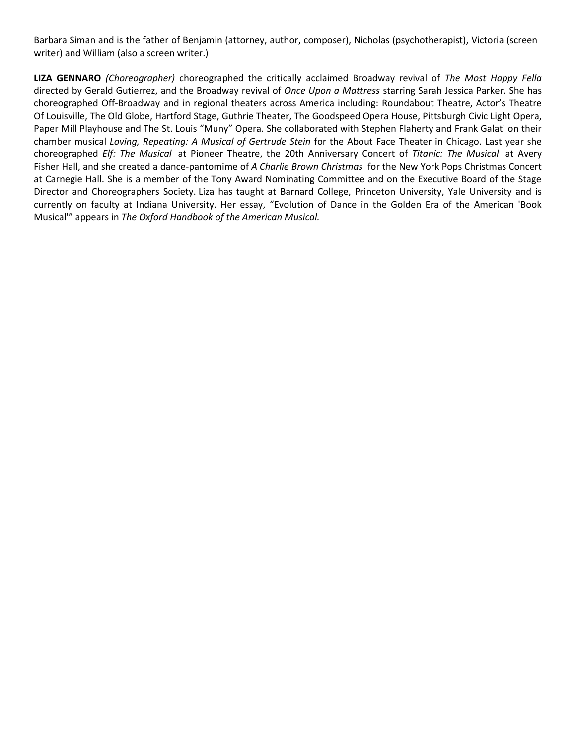Barbara Siman and is the father of Benjamin (attorney, author, composer), Nicholas (psychotherapist), Victoria (screen writer) and William (also a screen writer.)

**LIZA GENNARO** *(Choreographer)* choreographed the critically acclaimed Broadway revival of *The Most Happy Fella* directed by Gerald Gutierrez, and the Broadway revival of *Once Upon a Mattress* starring Sarah Jessica Parker. She has choreographed Off-Broadway and in regional theaters across America including: Roundabout Theatre, Actor's Theatre Of Louisville, The Old Globe, Hartford Stage, Guthrie Theater, The Goodspeed Opera House, Pittsburgh Civic Light Opera, Paper Mill Playhouse and The St. Louis "Muny" Opera. She collaborated with Stephen Flaherty and Frank Galati on their chamber musical *Loving, Repeating: A Musical of Gertrude Stein* for the About Face Theater in Chicago. Last year she choreographed *Elf: The Musical* at Pioneer Theatre, the 20th Anniversary Concert of *Titanic: The Musical* at Avery Fisher Hall, and she created a dance-pantomime of *A Charlie Brown Christmas* for the New York Pops Christmas Concert at Carnegie Hall. She is a member of the Tony Award Nominating Committee and on the Executive Board of the Stage Director and Choreographers Society. Liza has taught at Barnard College, Princeton University, Yale University and is currently on faculty at Indiana University. Her essay, "Evolution of Dance in the Golden Era of the American 'Book Musical'" appears in *The Oxford Handbook of the American Musical.*